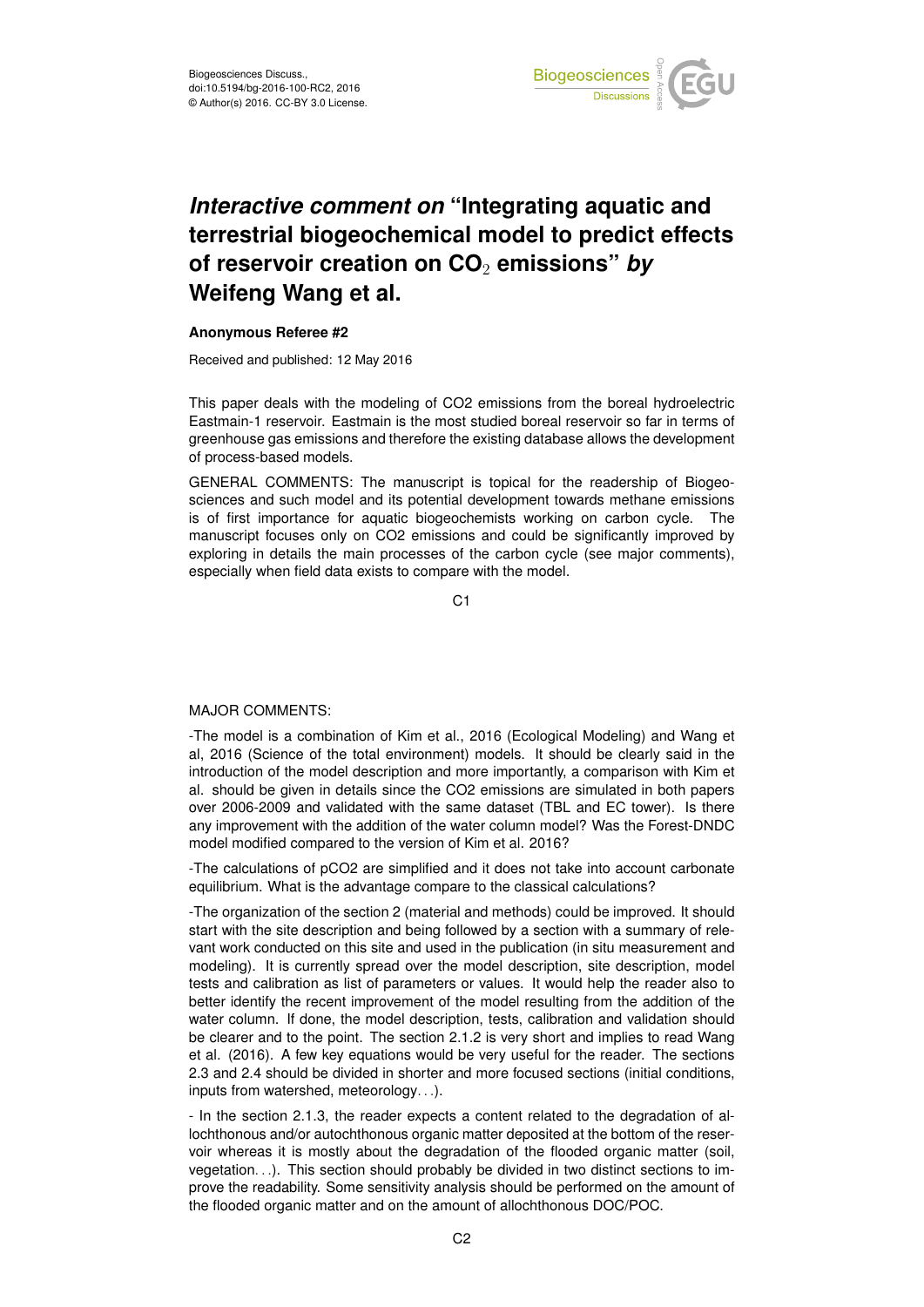# *Interactive comment on* "Integrating aquatic and terrestrial biogeochemical model to predict effects of reservoir creation on $CO_2$ emissions" *by* Weifeng Wang et al.

**Anonymous Referee #2**

Received and published: 12 May 2016

This paper deals with the modeling of CO2 emissions from the boreal hydroelectric Eastmain-1 reservoir. Eastmain is the most studied boreal reservoir so far in terms of greenhouse gas emissions and therefore the existing database allows the development of process-based models.

GENERAL COMMENTS: The manuscript is topical for the readership of Biogeosciences and such model and its potential development towards methane emissions is of first importance for aquatic biogeochemists working on carbon cycle. The manuscript focuses only on CO2 emissions and could be significantly improved by exploring in details the main processes of the carbon cycle (see major comments), especially when field data exists to compare with the model.

MAJOR COMMENTS:

-The model is a combination of Kim et al., 2016 (Ecological Modeling) and Wang et al, 2016 (Science of the total environment) models. It should be clearly said in the introduction of the model description and more importantly, a comparison with Kim et al. should be given in details since the CO2 emissions are simulated in both papers over 2006-2009 and validated with the same dataset (TBL and EC tower). Is there any improvement with the addition of the water column model? Was the Forest-DNDC model modified compared to the version of Kim et al. 2016?

-The calculations of pCO2 are simplified and it does not take into account carbonate equilibrium. What is the advantage compare to the classical calculations?

-The organization of the section 2 (material and methods) could be improved. It should start with the site description and being followed by a section with a summary of relevant work conducted on this site and used in the publication (in situ measurement and modeling). It is currently spread over the model description, site description, model tests and calibration as list of parameters or values. It would help the reader also to better identify the recent improvement of the model resulting from the addition of the water column. If done, the model description, tests, calibration and validation should be clearer and to the point. The section 2.1.2 is very short and implies to read Wang et al. (2016). A few key equations would be very useful for the reader. The sections 2.3 and 2.4 should be divided in shorter and more focused sections (initial conditions, inputs from watershed, meteorology…).

- In the section 2.1.3, the reader expects a content related to the degradation of allochthonous and/or autochthonous organic matter deposited at the bottom of the reservoir whereas it is mostly about the degradation of the flooded organic matter (soil, vegetation…). This section should probably be divided in two distinct sections to improve the readability. Some sensitivity analysis should be performed on the amount of the flooded organic matter and on the amount of allochthonous DOC/POC.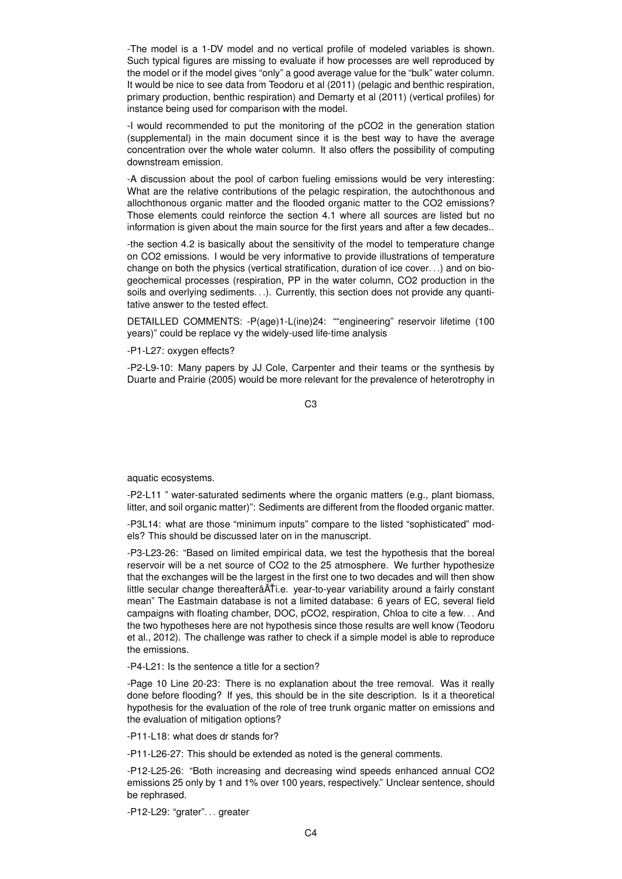-The model is a 1-DV model and no vertical profile of modeled variables is shown. Such typical figures are missing to evaluate if how processes are well reproduced by the model or if the model gives "only" a good average value for the "bulk" water column. It would be nice to see data from Teodoru et al (2011) (pelagic and benthic respiration, primary production, benthic respiration) and Demarty et al (2011) (vertical profiles) for instance being used for comparison with the model.

-I would recommended to put the monitoring of the pCO2 in the generation station (supplemental) in the main document since it is the best way to have the average concentration over the whole water column. It also offers the possibility of computing downstream emission.

-A discussion about the pool of carbon fueling emissions would be very interesting: What are the relative contributions of the pelagic respiration, the autochthonous and allochthonous organic matter and the flooded organic matter to the CO2 emissions? Those elements could reinforce the section 4.1 where all sources are listed but no information is given about the main source for the first years and after a few decades..

-the section 4.2 is basically about the sensitivity of the model to temperature change on CO2 emissions. I would be very informative to provide illustrations of temperature change on both the physics (vertical stratification, duration of ice cover. . .) and on biogeochemical processes (respiration, PP in the water column, CO2 production in the soils and overlying sediments. . .). Currently, this section does not provide any quantitative answer to the tested effect.

DETAILLED COMMENTS: -P(age)1-L(ine)24: ""engineering" reservoir lifetime (100 years)" could be replace vy the widely-used life-time analysis

-P1-L27: oxygen effects?

-P2-L9-10: Many papers by JJ Cole, Carpenter and their teams or the synthesis by Duarte and Prairie (2005) would be more relevant for the prevalence of heterotrophy in aquatic ecosystems.

-P2-L11 " water-saturated sediments where the organic matters (e.g., plant biomass, litter, and soil organic matter)": Sediments are different from the flooded organic matter.

-P3L14: what are those "minimum inputs" compare to the listed "sophisticated" models? This should be discussed later on in the manuscript.

-P3-L23-26: "Based on limited empirical data, we test the hypothesis that the boreal reservoir will be a net source of CO2 to the 25 atmosphere. We further hypothesize that the exchanges will be the largest in the first one to two decades and will then show little secular change thereafterâĂŤi.e. year-to-year variability around a fairly constant mean" The Eastmain database is not a limited database: 6 years of EC, several field campaigns with floating chamber, DOC, pCO2, respiration, Chloa to cite a few. . . And the two hypotheses here are not hypothesis since those results are well know (Teodoru et al., 2012). The challenge was rather to check if a simple model is able to reproduce the emissions.

-P4-L21: Is the sentence a title for a section?

-Page 10 Line 20-23: There is no explanation about the tree removal. Was it really done before flooding? If yes, this should be in the site description. Is it a theoretical hypothesis for the evaluation of the role of tree trunk organic matter on emissions and the evaluation of mitigation options?

-P11-L18: what does dr stands for?

-P11-L26-27: This should be extended as noted is the general comments.

-P12-L25-26: "Both increasing and decreasing wind speeds enhanced annual CO2 emissions 25 only by 1 and 1% over 100 years, respectively." Unclear sentence, should be rephrased.

-P12-L29: "grater". . . greater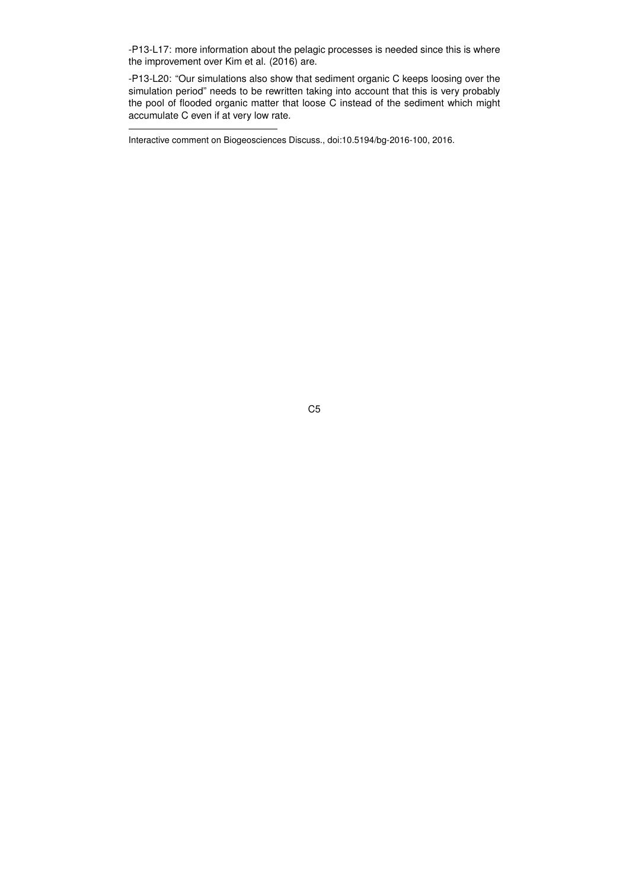-P13-L17: more information about the pelagic processes is needed since this is where the improvement over Kim et al. (2016) are.

-P13-L20: "Our simulations also show that sediment organic C keeps loosing over the simulation period" needs to be rewritten taking into account that this is very probably the pool of flooded organic matter that loose C instead of the sediment which might accumulate C even if at very low rate.

---

Interactive comment on Biogeosciences Discuss., doi:10.5194/bg-2016-100, 2016.